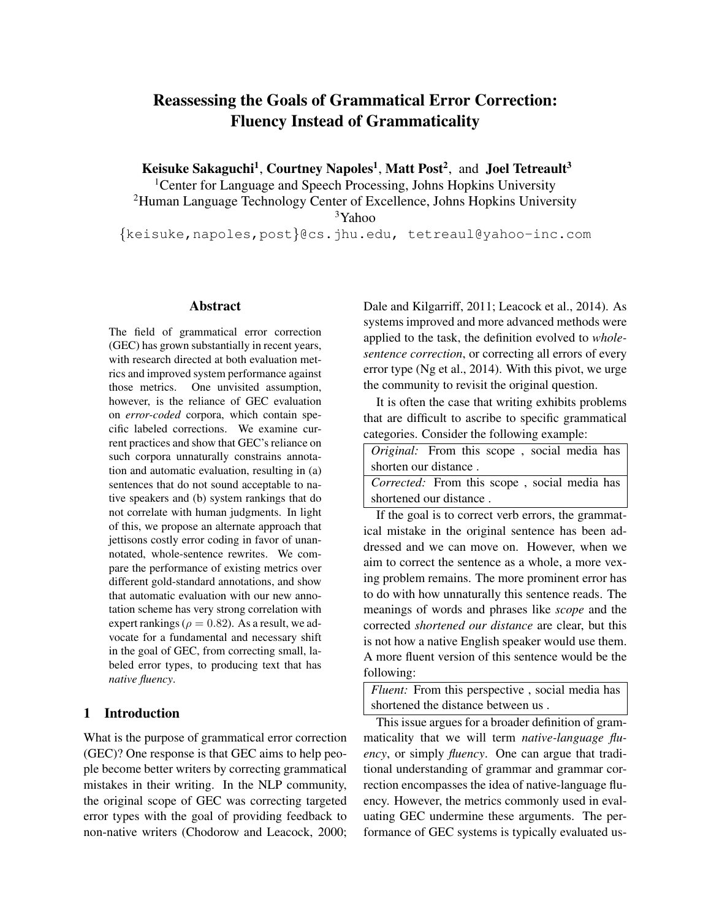# Reassessing the Goals of Grammatical Error Correction: Fluency Instead of Grammaticality

**Keisuke Sakaguchi**[1], **Courtney Napoles**[1], **Matt Post**[2], and **Joel Tetreault**[3]

[1]Center for Language and Speech Processing, Johns Hopkins University
[2]Human Language Technology Center of Excellence, Johns Hopkins University
[3]Yahoo

{keisuke,napoles,post}@cs.jhu.edu, tetreaul@yahoo-inc.com

## Abstract

The field of grammatical error correction (GEC) has grown substantially in recent years, with research directed at both evaluation metrics and improved system performance against those metrics. One unvisited assumption, however, is the reliance of GEC evaluation on *error-coded* corpora, which contain specific labeled corrections. We examine current practices and show that GEC's reliance on such corpora unnaturally constrains annotation and automatic evaluation, resulting in (a) sentences that do not sound acceptable to native speakers and (b) system rankings that do not correlate with human judgments. In light of this, we propose an alternate approach that jettisons costly error coding in favor of unannotated, whole-sentence rewrites. We compare the performance of existing metrics over different gold-standard annotations, and show that automatic evaluation with our new annotation scheme has very strong correlation with expert rankings ($\rho = 0.82$). As a result, we advocate for a fundamental and necessary shift in the goal of GEC, from correcting small, labeled error types, to producing text that has *native fluency*.

## 1 Introduction

What is the purpose of grammatical error correction (GEC)? One response is that GEC aims to help people become better writers by correcting grammatical mistakes in their writing. In the NLP community, the original scope of GEC was correcting targeted error types with the goal of providing feedback to non-native writers (Chodorow and Leacock, 2000; Dale and Kilgarriff, 2011; Leacock et al., 2014). As systems improved and more advanced methods were applied to the task, the definition evolved to *whole-sentence correction*, or correcting all errors of every error type (Ng et al., 2014). With this pivot, we urge the community to revisit the original question.

It is often the case that writing exhibits problems that are difficult to ascribe to specific grammatical categories. Consider the following example:

| *Original:* From this scope , social media has shorten our distance . |
|---|
| *Corrected:* From this scope , social media has shortened our distance . |

If the goal is to correct verb errors, the grammatical mistake in the original sentence has been addressed and we can move on. However, when we aim to correct the sentence as a whole, a more vexing problem remains. The more prominent error has to do with how unnaturally this sentence reads. The meanings of words and phrases like *scope* and the corrected *shortened our distance* are clear, but this is not how a native English speaker would use them. A more fluent version of this sentence would be the following:

| *Fluent:* From this perspective , social media has shortened the distance between us . |
|---|

This issue argues for a broader definition of grammaticality that we will term *native-language fluency*, or simply *fluency*. One can argue that traditional understanding of grammar and grammar correction encompasses the idea of native-language fluency. However, the metrics commonly used in evaluating GEC undermine these arguments. The performance of GEC systems is typically evaluated us-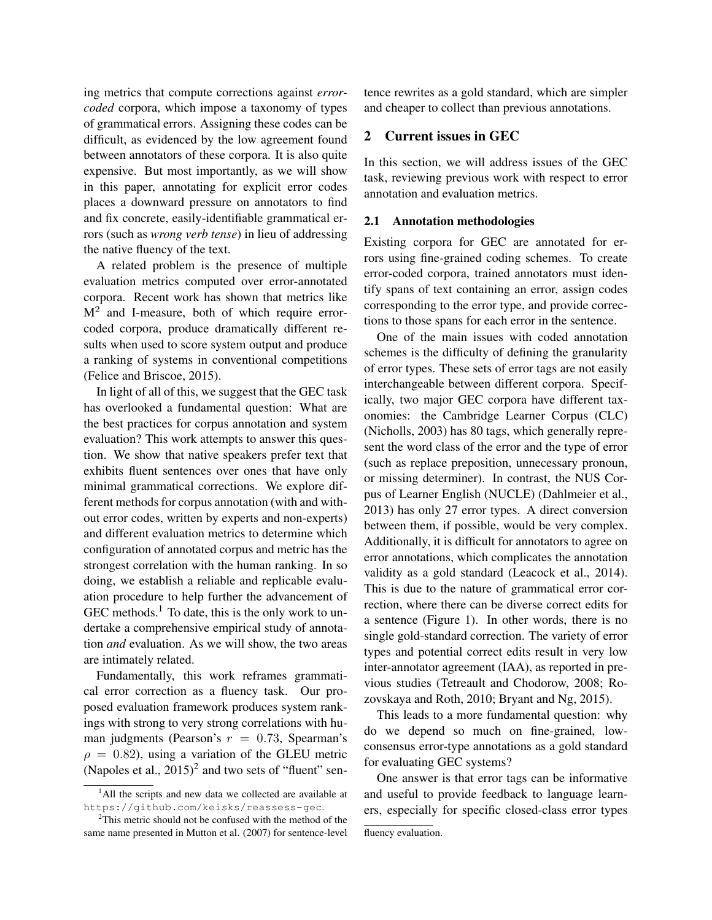ing metrics that compute corrections against *error-coded* corpora, which impose a taxonomy of types of grammatical errors. Assigning these codes can be difficult, as evidenced by the low agreement found between annotators of these corpora. It is also quite expensive. But most importantly, as we will show in this paper, annotating for explicit error codes places a downward pressure on annotators to find and fix concrete, easily-identifiable grammatical errors (such as *wrong verb tense*) in lieu of addressing the native fluency of the text.

A related problem is the presence of multiple evaluation metrics computed over error-annotated corpora. Recent work has shown that metrics like $M^2$ and I-measure, both of which require error-coded corpora, produce dramatically different results when used to score system output and produce a ranking of systems in conventional competitions (Felice and Briscoe, 2015).

In light of all of this, we suggest that the GEC task has overlooked a fundamental question: What are the best practices for corpus annotation and system evaluation? This work attempts to answer this question. We show that native speakers prefer text that exhibits fluent sentences over ones that have only minimal grammatical corrections. We explore different methods for corpus annotation (with and without error codes, written by experts and non-experts) and different evaluation metrics to determine which configuration of annotated corpus and metric has the strongest correlation with the human ranking. In so doing, we establish a reliable and replicable evaluation procedure to help further the advancement of GEC methods.[1] To date, this is the only work to undertake a comprehensive empirical study of annotation *and* evaluation. As we will show, the two areas are intimately related.

Fundamentally, this work reframes grammatical error correction as a fluency task. Our proposed evaluation framework produces system rankings with strong to very strong correlations with human judgments (Pearson's $r = 0.73$, Spearman's $\rho = 0.82$), using a variation of the GLEU metric (Napoles et al., 2015)[2] and two sets of "fluent" sentence rewrites as a gold standard, which are simpler and cheaper to collect than previous annotations.

## 2 Current issues in GEC

In this section, we will address issues of the GEC task, reviewing previous work with respect to error annotation and evaluation metrics.

### 2.1 Annotation methodologies

Existing corpora for GEC are annotated for errors using fine-grained coding schemes. To create error-coded corpora, trained annotators must identify spans of text containing an error, assign codes corresponding to the error type, and provide corrections to those spans for each error in the sentence.

One of the main issues with coded annotation schemes is the difficulty of defining the granularity of error types. These sets of error tags are not easily interchangeable between different corpora. Specifically, two major GEC corpora have different taxonomies: the Cambridge Learner Corpus (CLC) (Nicholls, 2003) has 80 tags, which generally represent the word class of the error and the type of error (such as replace preposition, unnecessary pronoun, or missing determiner). In contrast, the NUS Corpus of Learner English (NUCLE) (Dahlmeier et al., 2013) has only 27 error types. A direct conversion between them, if possible, would be very complex. Additionally, it is difficult for annotators to agree on error annotations, which complicates the annotation validity as a gold standard (Leacock et al., 2014). This is due to the nature of grammatical error correction, where there can be diverse correct edits for a sentence (Figure 1). In other words, there is no single gold-standard correction. The variety of error types and potential correct edits result in very low inter-annotator agreement (IAA), as reported in previous studies (Tetreault and Chodorow, 2008; Rozovskaya and Roth, 2010; Bryant and Ng, 2015).

This leads to a more fundamental question: why do we depend so much on fine-grained, low-consensus error-type annotations as a gold standard for evaluating GEC systems?

One answer is that error tags can be informative and useful to provide feedback to language learners, especially for specific closed-class error types

[1] All the scripts and new data we collected are available at https://github.com/keisks/reassess-gec.

[2] This metric should not be confused with the method of the same name presented in Mutton et al. (2007) for sentence-level fluency evaluation.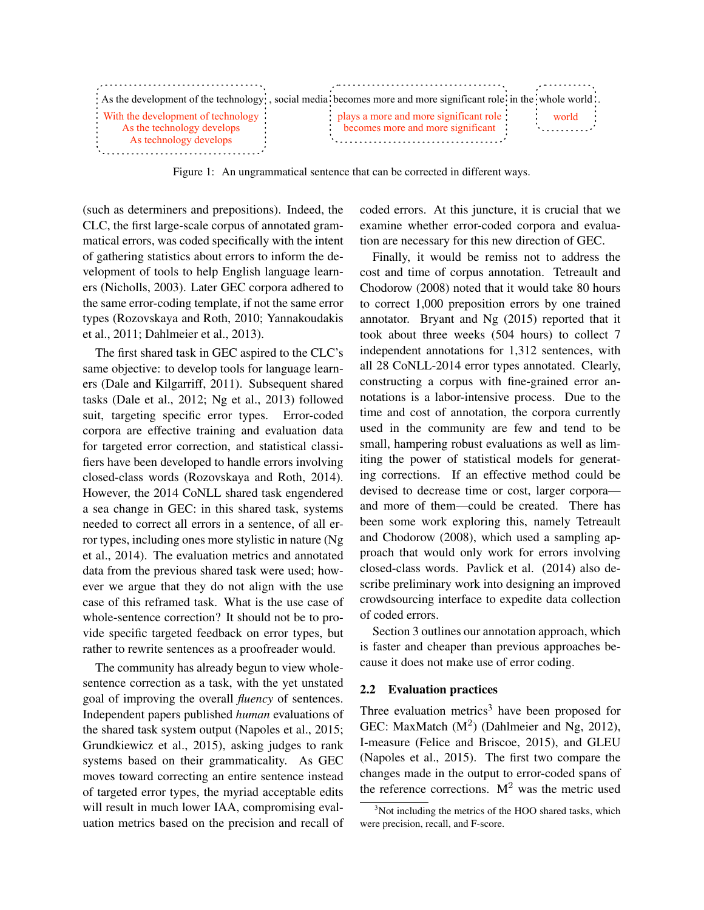| As the development of the technology | , social media | becomes more and more significant role | in the | whole world | . |
|---|---|---|---|---|---|
| With the development of technology | | plays a more and more significant role | | world | |
| As the technology develops | | becomes more and more significant | | | |
| As technology develops | | | | | |

Figure 1: An ungrammatical sentence that can be corrected in different ways.

(such as determiners and prepositions). Indeed, the CLC, the first large-scale corpus of annotated grammatical errors, was coded specifically with the intent of gathering statistics about errors to inform the development of tools to help English language learners (Nicholls, 2003). Later GEC corpora adhered to the same error-coding template, if not the same error types (Rozovskaya and Roth, 2010; Yannakoudakis et al., 2011; Dahlmeier et al., 2013).

The first shared task in GEC aspired to the CLC's same objective: to develop tools for language learners (Dale and Kilgarriff, 2011). Subsequent shared tasks (Dale et al., 2012; Ng et al., 2013) followed suit, targeting specific error types. Error-coded corpora are effective training and evaluation data for targeted error correction, and statistical classifiers have been developed to handle errors involving closed-class words (Rozovskaya and Roth, 2014). However, the 2014 CoNLL shared task engendered a sea change in GEC: in this shared task, systems needed to correct all errors in a sentence, of all error types, including ones more stylistic in nature (Ng et al., 2014). The evaluation metrics and annotated data from the previous shared task were used; however we argue that they do not align with the use case of this reframed task. What is the use case of whole-sentence correction? It should not be to provide specific targeted feedback on error types, but rather to rewrite sentences as a proofreader would.

The community has already begun to view whole-sentence correction as a task, with the yet unstated goal of improving the overall *fluency* of sentences. Independent papers published *human* evaluations of the shared task system output (Napoles et al., 2015; Grundkiewicz et al., 2015), asking judges to rank systems based on their grammaticality. As GEC moves toward correcting an entire sentence instead of targeted error types, the myriad acceptable edits will result in much lower IAA, compromising evaluation metrics based on the precision and recall of coded errors. At this juncture, it is crucial that we examine whether error-coded corpora and evaluation are necessary for this new direction of GEC.

Finally, it would be remiss not to address the cost and time of corpus annotation. Tetreault and Chodorow (2008) noted that it would take 80 hours to correct 1,000 preposition errors by one trained annotator. Bryant and Ng (2015) reported that it took about three weeks (504 hours) to collect 7 independent annotations for 1,312 sentences, with all 28 CoNLL-2014 error types annotated. Clearly, constructing a corpus with fine-grained error annotations is a labor-intensive process. Due to the time and cost of annotation, the corpora currently used in the community are few and tend to be small, hampering robust evaluations as well as limiting the power of statistical models for generating corrections. If an effective method could be devised to decrease time or cost, larger corpora—and more of them—could be created. There has been some work exploring this, namely Tetreault and Chodorow (2008), which used a sampling approach that would only work for errors involving closed-class words. Pavlick et al. (2014) also describe preliminary work into designing an improved crowdsourcing interface to expedite data collection of coded errors.

Section 3 outlines our annotation approach, which is faster and cheaper than previous approaches because it does not make use of error coding.

### 2.2 Evaluation practices

Three evaluation metrics[3] have been proposed for GEC: MaxMatch ($M^2$) (Dahlmeier and Ng, 2012), I-measure (Felice and Briscoe, 2015), and GLEU (Napoles et al., 2015). The first two compare the changes made in the output to error-coded spans of the reference corrections. $M^2$ was the metric used

[3]Not including the metrics of the HOO shared tasks, which were precision, recall, and F-score.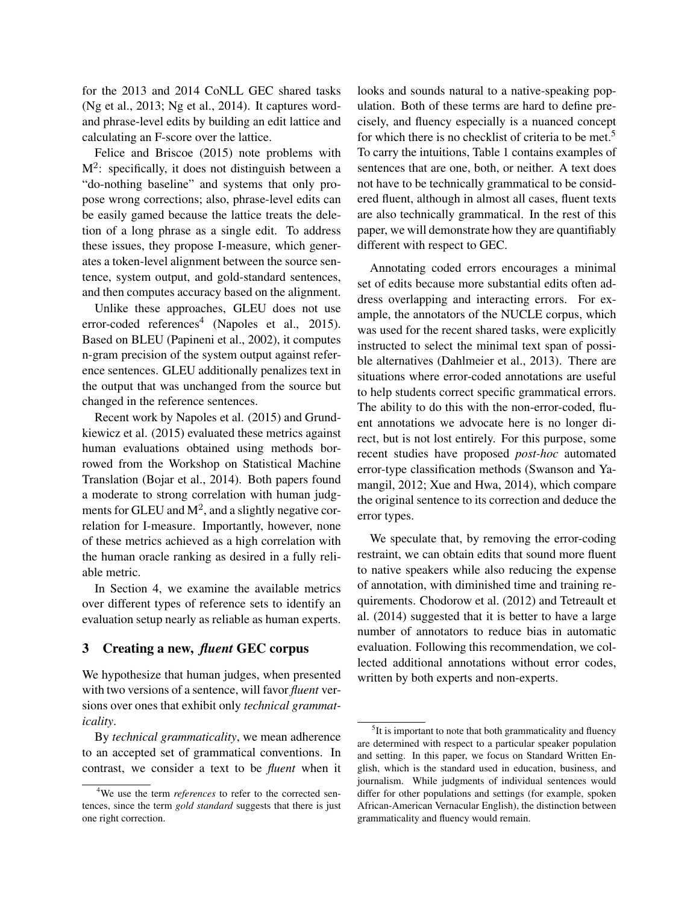for the 2013 and 2014 CoNLL GEC shared tasks (Ng et al., 2013; Ng et al., 2014). It captures word- and phrase-level edits by building an edit lattice and calculating an F-score over the lattice.

Felice and Briscoe (2015) note problems with $M^2$: specifically, it does not distinguish between a "do-nothing baseline" and systems that only propose wrong corrections; also, phrase-level edits can be easily gamed because the lattice treats the deletion of a long phrase as a single edit. To address these issues, they propose I-measure, which generates a token-level alignment between the source sentence, system output, and gold-standard sentences, and then computes accuracy based on the alignment.

Unlike these approaches, GLEU does not use error-coded references[4] (Napoles et al., 2015). Based on BLEU (Papineni et al., 2002), it computes n-gram precision of the system output against reference sentences. GLEU additionally penalizes text in the output that was unchanged from the source but changed in the reference sentences.

Recent work by Napoles et al. (2015) and Grundkiewicz et al. (2015) evaluated these metrics against human evaluations obtained using methods borrowed from the Workshop on Statistical Machine Translation (Bojar et al., 2014). Both papers found a moderate to strong correlation with human judgments for GLEU and $M^2$, and a slightly negative correlation for I-measure. Importantly, however, none of these metrics achieved as a high correlation with the human oracle ranking as desired in a fully reliable metric.

In Section 4, we examine the available metrics over different types of reference sets to identify an evaluation setup nearly as reliable as human experts.

## 3 Creating a new, *fluent* GEC corpus

We hypothesize that human judges, when presented with two versions of a sentence, will favor *fluent* versions over ones that exhibit only *technical grammaticality*.

By *technical grammaticality*, we mean adherence to an accepted set of grammatical conventions. In contrast, we consider a text to be *fluent* when it looks and sounds natural to a native-speaking population. Both of these terms are hard to define precisely, and fluency especially is a nuanced concept for which there is no checklist of criteria to be met.[5] To carry the intuitions, Table 1 contains examples of sentences that are one, both, or neither. A text does not have to be technically grammatical to be considered fluent, although in almost all cases, fluent texts are also technically grammatical. In the rest of this paper, we will demonstrate how they are quantifiably different with respect to GEC.

Annotating coded errors encourages a minimal set of edits because more substantial edits often address overlapping and interacting errors. For example, the annotators of the NUCLE corpus, which was used for the recent shared tasks, were explicitly instructed to select the minimal text span of possible alternatives (Dahlmeier et al., 2013). There are situations where error-coded annotations are useful to help students correct specific grammatical errors. The ability to do this with the non-error-coded, fluent annotations we advocate here is no longer direct, but is not lost entirely. For this purpose, some recent studies have proposed *post-hoc* automated error-type classification methods (Swanson and Yamangil, 2012; Xue and Hwa, 2014), which compare the original sentence to its correction and deduce the error types.

We speculate that, by removing the error-coding restraint, we can obtain edits that sound more fluent to native speakers while also reducing the expense of annotation, with diminished time and training requirements. Chodorow et al. (2012) and Tetreault et al. (2014) suggested that it is better to have a large number of annotators to reduce bias in automatic evaluation. Following this recommendation, we collected additional annotations without error codes, written by both experts and non-experts.

[4] We use the term *references* to refer to the corrected sentences, since the term *gold standard* suggests that there is just one right correction.

[5] It is important to note that both grammaticality and fluency are determined with respect to a particular speaker population and setting. In this paper, we focus on Standard Written English, which is the standard used in education, business, and journalism. While judgments of individual sentences would differ for other populations and settings (for example, spoken African-American Vernacular English), the distinction between grammaticality and fluency would remain.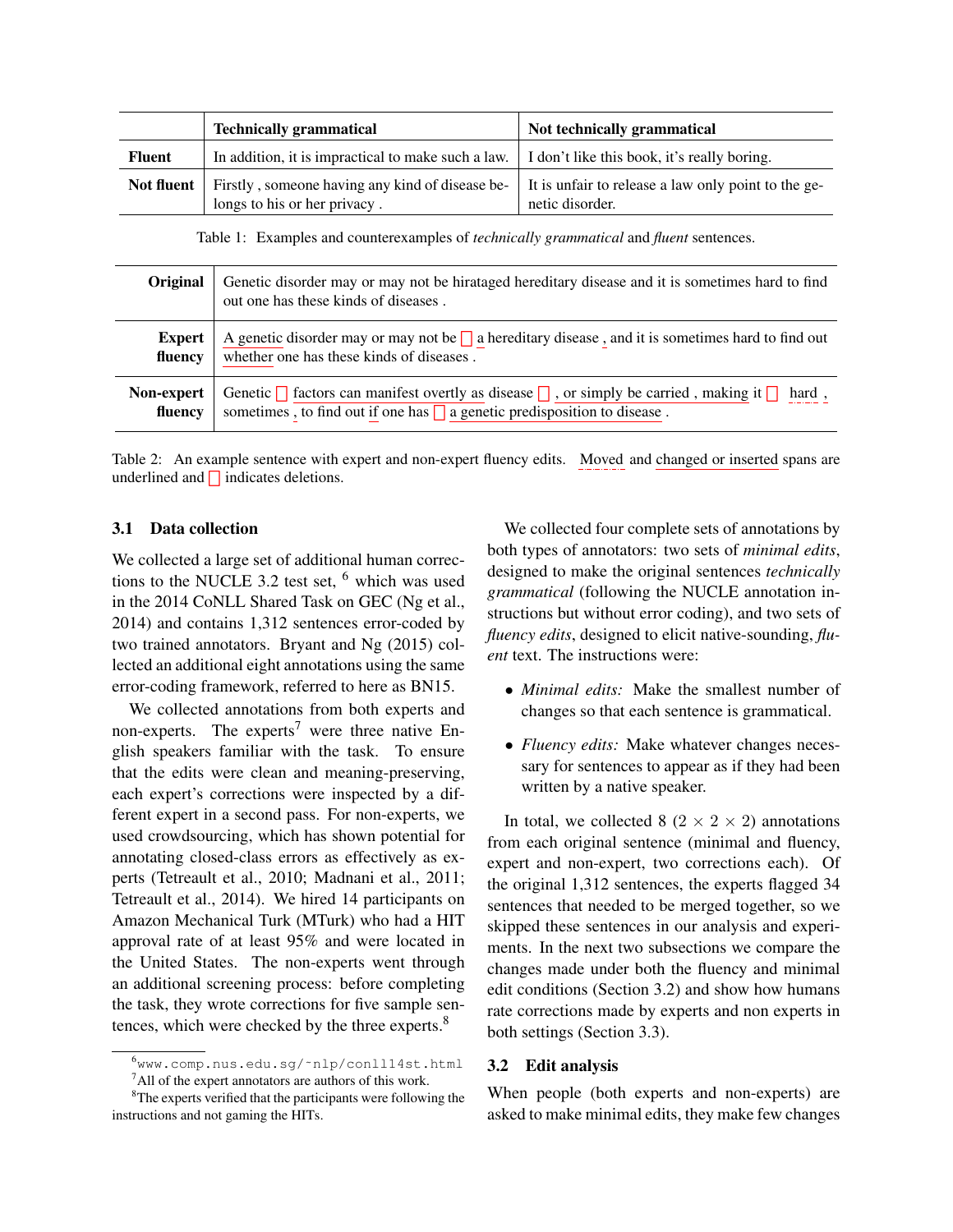| | **Technically grammatical** | **Not technically grammatical** |
|---|---|---|
| **Fluent** | In addition, it is impractical to make such a law. | I don't like this book, it's really boring. |
| **Not fluent** | Firstly , someone having any kind of disease belongs to his or her privacy . | It is unfair to release a law only point to the genetic disorder. |

Table 1: Examples and counterexamples of *technically grammatical* and *fluent* sentences.

| | |
|---|---|
| **Original** | Genetic disorder may or may not be hirataged hereditary disease and it is sometimes hard to find out one has these kinds of diseases . |
| **Expert fluency** | A genetic disorder may or may not be □ a hereditary disease , and it is sometimes hard to find out whether one has these kinds of diseases . |
| **Non-expert fluency** | Genetic □ factors can manifest overtly as disease □ , or simply be carried , making it □ hard , sometimes , to find out if one has □ a genetic predisposition to disease . |

Table 2: An example sentence with expert and non-expert fluency edits. Moved and changed or inserted spans are underlined and □ indicates deletions.

### 3.1 Data collection

We collected a large set of additional human corrections to the NUCLE 3.2 test set, [6] which was used in the 2014 CoNLL Shared Task on GEC (Ng et al., 2014) and contains 1,312 sentences error-coded by two trained annotators. Bryant and Ng (2015) collected an additional eight annotations using the same error-coding framework, referred to here as BN15.

We collected annotations from both experts and non-experts. The experts[7] were three native English speakers familiar with the task. To ensure that the edits were clean and meaning-preserving, each expert's corrections were inspected by a different expert in a second pass. For non-experts, we used crowdsourcing, which has shown potential for annotating closed-class errors as effectively as experts (Tetreault et al., 2010; Madnani et al., 2011; Tetreault et al., 2014). We hired 14 participants on Amazon Mechanical Turk (MTurk) who had a HIT approval rate of at least 95% and were located in the United States. The non-experts went through an additional screening process: before completing the task, they wrote corrections for five sample sentences, which were checked by the three experts.[8]

We collected four complete sets of annotations by both types of annotators: two sets of *minimal edits*, designed to make the original sentences *technically grammatical* (following the NUCLE annotation instructions but without error coding), and two sets of *fluency edits*, designed to elicit native-sounding, *fluent* text. The instructions were:

- *Minimal edits:* Make the smallest number of changes so that each sentence is grammatical.
- *Fluency edits:* Make whatever changes necessary for sentences to appear as if they had been written by a native speaker.

In total, we collected 8 ($2 \times 2 \times 2$) annotations from each original sentence (minimal and fluency, expert and non-expert, two corrections each). Of the original 1,312 sentences, the experts flagged 34 sentences that needed to be merged together, so we skipped these sentences in our analysis and experiments. In the next two subsections we compare the changes made under both the fluency and minimal edit conditions (Section 3.2) and show how humans rate corrections made by experts and non experts in both settings (Section 3.3).

### 3.2 Edit analysis

When people (both experts and non-experts) are asked to make minimal edits, they make few changes

[6] www.comp.nus.edu.sg/~nlp/conll14st.html

[7] All of the expert annotators are authors of this work.

[8] The experts verified that the participants were following the instructions and not gaming the HITs.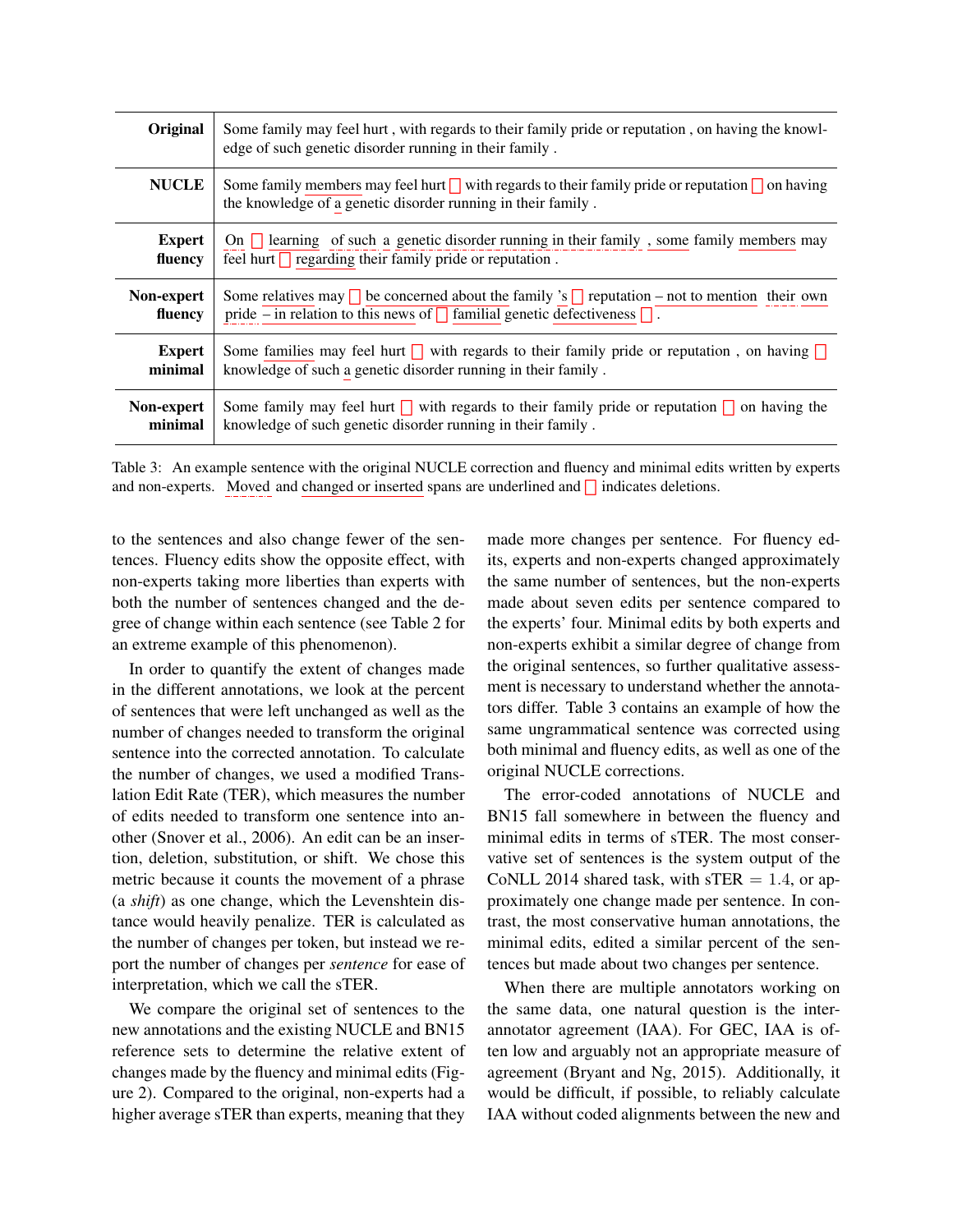| | |
|---|---|
| **Original** | Some family may feel hurt , with regards to their family pride or reputation , on having the knowledge of such genetic disorder running in their family . |
| **NUCLE** | Some family members may feel hurt □ with regards to their family pride or reputation □ on having the knowledge of a genetic disorder running in their family . |
| **Expert fluency** | On □ learning of such a genetic disorder running in their family , some family members may feel hurt □ regarding their family pride or reputation . |
| **Non-expert fluency** | Some relatives may □ be concerned about the family 's □ reputation – not to mention their own pride – in relation to this news of □ familial genetic defectiveness □ . |
| **Expert minimal** | Some families may feel hurt □ with regards to their family pride or reputation , on having □ knowledge of such a genetic disorder running in their family . |
| **Non-expert minimal** | Some family may feel hurt □ with regards to their family pride or reputation □ on having the knowledge of such genetic disorder running in their family . |

Table 3: An example sentence with the original NUCLE correction and fluency and minimal edits written by experts and non-experts. Moved and changed or inserted spans are underlined and □ indicates deletions.

to the sentences and also change fewer of the sentences. Fluency edits show the opposite effect, with non-experts taking more liberties than experts with both the number of sentences changed and the degree of change within each sentence (see Table 2 for an extreme example of this phenomenon).

In order to quantify the extent of changes made in the different annotations, we look at the percent of sentences that were left unchanged as well as the number of changes needed to transform the original sentence into the corrected annotation. To calculate the number of changes, we used a modified Translation Edit Rate (TER), which measures the number of edits needed to transform one sentence into another (Snover et al., 2006). An edit can be an insertion, deletion, substitution, or shift. We chose this metric because it counts the movement of a phrase (a *shift*) as one change, which the Levenshtein distance would heavily penalize. TER is calculated as the number of changes per token, but instead we report the number of changes per *sentence* for ease of interpretation, which we call the sTER.

We compare the original set of sentences to the new annotations and the existing NUCLE and BN15 reference sets to determine the relative extent of changes made by the fluency and minimal edits (Figure 2). Compared to the original, non-experts had a higher average sTER than experts, meaning that they made more changes per sentence. For fluency edits, experts and non-experts changed approximately the same number of sentences, but the non-experts made about seven edits per sentence compared to the experts' four. Minimal edits by both experts and non-experts exhibit a similar degree of change from the original sentences, so further qualitative assessment is necessary to understand whether the annotators differ. Table 3 contains an example of how the same ungrammatical sentence was corrected using both minimal and fluency edits, as well as one of the original NUCLE corrections.

The error-coded annotations of NUCLE and BN15 fall somewhere in between the fluency and minimal edits in terms of sTER. The most conservative set of sentences is the system output of the CoNLL 2014 shared task, with sTER $= 1.4$, or approximately one change made per sentence. In contrast, the most conservative human annotations, the minimal edits, edited a similar percent of the sentences but made about two changes per sentence.

When there are multiple annotators working on the same data, one natural question is the inter-annotator agreement (IAA). For GEC, IAA is often low and arguably not an appropriate measure of agreement (Bryant and Ng, 2015). Additionally, it would be difficult, if possible, to reliably calculate IAA without coded alignments between the new and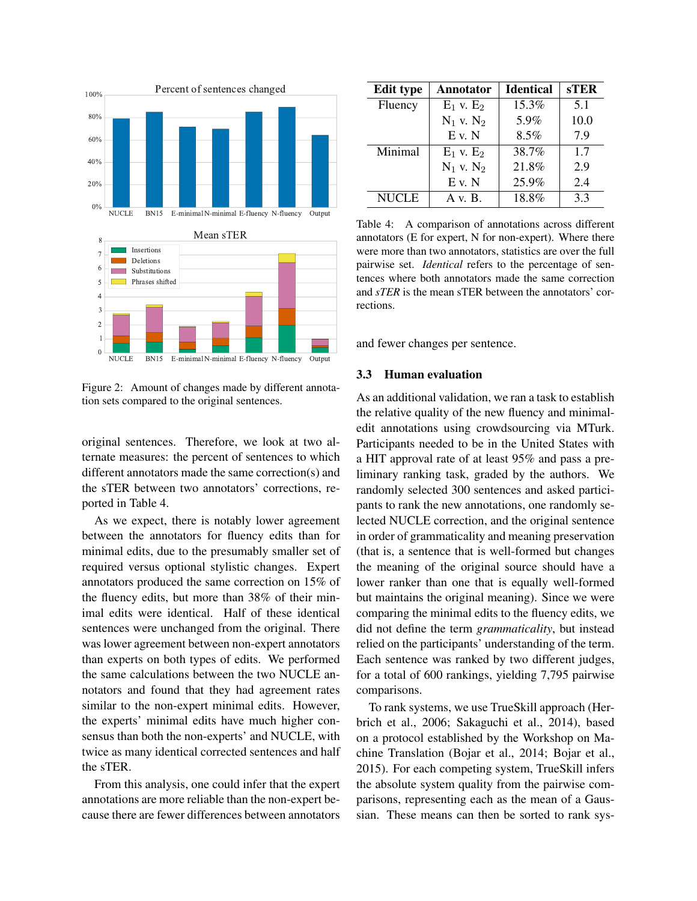Figure 2: Amount of changes made by different annotation sets compared to the original sentences.

original sentences. Therefore, we look at two alternate measures: the percent of sentences to which different annotators made the same correction(s) and the sTER between two annotators' corrections, reported in Table 4.

As we expect, there is notably lower agreement between the annotators for fluency edits than for minimal edits, due to the presumably smaller set of required versus optional stylistic changes. Expert annotators produced the same correction on 15% of the fluency edits, but more than 38% of their minimal edits were identical. Half of these identical sentences were unchanged from the original. There was lower agreement between non-expert annotators than experts on both types of edits. We performed the same calculations between the two NUCLE annotators and found that they had agreement rates similar to the non-expert minimal edits. However, the experts' minimal edits have much higher consensus than both the non-experts' and NUCLE, with twice as many identical corrected sentences and half the sTER.

From this analysis, one could infer that the expert annotations are more reliable than the non-expert because there are fewer differences between annotators and fewer changes per sentence.

| Edit type | Annotator | Identical | sTER |
|---|---|---|---|
| Fluency | $E_1$ v. $E_2$ | 15.3% | 5.1 |
| | $N_1$ v. $N_2$ | 5.9% | 10.0 |
| | E v. N | 8.5% | 7.9 |
| Minimal | $E_1$ v. $E_2$ | 38.7% | 1.7 |
| | $N_1$ v. $N_2$ | 21.8% | 2.9 |
| | E v. N | 25.9% | 2.4 |
| NUCLE | A v. B. | 18.8% | 3.3 |

Table 4: A comparison of annotations across different annotators (E for expert, N for non-expert). Where there were more than two annotators, statistics are over the full pairwise set. *Identical* refers to the percentage of sentences where both annotators made the same correction and *sTER* is the mean sTER between the annotators' corrections.

### 3.3 Human evaluation

As an additional validation, we ran a task to establish the relative quality of the new fluency and minimal-edit annotations using crowdsourcing via MTurk. Participants needed to be in the United States with a HIT approval rate of at least 95% and pass a preliminary ranking task, graded by the authors. We randomly selected 300 sentences and asked participants to rank the new annotations, one randomly selected NUCLE correction, and the original sentence in order of grammaticality and meaning preservation (that is, a sentence that is well-formed but changes the meaning of the original source should have a lower ranker than one that is equally well-formed but maintains the original meaning). Since we were comparing the minimal edits to the fluency edits, we did not define the term *grammaticality*, but instead relied on the participants' understanding of the term. Each sentence was ranked by two different judges, for a total of 600 rankings, yielding 7,795 pairwise comparisons.

To rank systems, we use TrueSkill approach (Herbrich et al., 2006; Sakaguchi et al., 2014), based on a protocol established by the Workshop on Machine Translation (Bojar et al., 2014; Bojar et al., 2015). For each competing system, TrueSkill infers the absolute system quality from the pairwise comparisons, representing each as the mean of a Gaussian. These means can then be sorted to rank sys-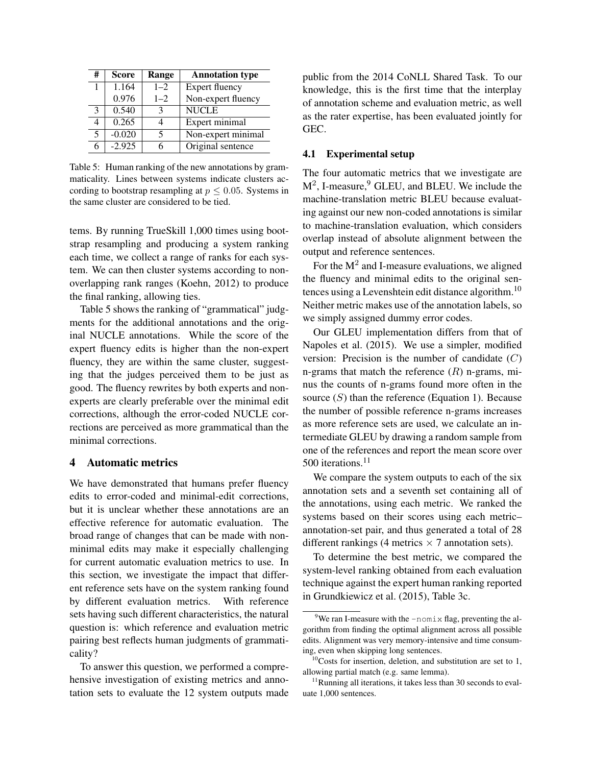| # | Score | Range | Annotation type |
|---|---|---|---|
| 1 | 1.164 | 1–2 | Expert fluency |
|  | 0.976 | 1–2 | Non-expert fluency |
| 3 | 0.540 | 3 | NUCLE |
| 4 | 0.265 | 4 | Expert minimal |
| 5 | -0.020 | 5 | Non-expert minimal |
| 6 | -2.925 | 6 | Original sentence |

Table 5: Human ranking of the new annotations by grammaticality. Lines between systems indicate clusters according to bootstrap resampling at $p \leq 0.05$. Systems in the same cluster are considered to be tied.

tems. By running TrueSkill 1,000 times using bootstrap resampling and producing a system ranking each time, we collect a range of ranks for each system. We can then cluster systems according to non-overlapping rank ranges (Koehn, 2012) to produce the final ranking, allowing ties.

Table 5 shows the ranking of "grammatical" judgments for the additional annotations and the original NUCLE annotations. While the score of the expert fluency edits is higher than the non-expert fluency, they are within the same cluster, suggesting that the judges perceived them to be just as good. The fluency rewrites by both experts and non-experts are clearly preferable over the minimal edit corrections, although the error-coded NUCLE corrections are perceived as more grammatical than the minimal corrections.

## 4 Automatic metrics

We have demonstrated that humans prefer fluency edits to error-coded and minimal-edit corrections, but it is unclear whether these annotations are an effective reference for automatic evaluation. The broad range of changes that can be made with non-minimal edits may make it especially challenging for current automatic evaluation metrics to use. In this section, we investigate the impact that different reference sets have on the system ranking found by different evaluation metrics. With reference sets having such different characteristics, the natural question is: which reference and evaluation metric pairing best reflects human judgments of grammaticality?

To answer this question, we performed a comprehensive investigation of existing metrics and annotation sets to evaluate the 12 system outputs made public from the 2014 CoNLL Shared Task. To our knowledge, this is the first time that the interplay of annotation scheme and evaluation metric, as well as the rater expertise, has been evaluated jointly for GEC.

### 4.1 Experimental setup

The four automatic metrics that we investigate are $M^2$, I-measure,[9] GLEU, and BLEU. We include the machine-translation metric BLEU because evaluating against our new non-coded annotations is similar to machine-translation evaluation, which considers overlap instead of absolute alignment between the output and reference sentences.

For the $M^2$ and I-measure evaluations, we aligned the fluency and minimal edits to the original sentences using a Levenshtein edit distance algorithm.[10] Neither metric makes use of the annotation labels, so we simply assigned dummy error codes.

Our GLEU implementation differs from that of Napoles et al. (2015). We use a simpler, modified version: Precision is the number of candidate ($C$) n-grams that match the reference ($R$) n-grams, minus the counts of n-grams found more often in the source ($S$) than the reference (Equation 1). Because the number of possible reference n-grams increases as more reference sets are used, we calculate an intermediate GLEU by drawing a random sample from one of the references and report the mean score over 500 iterations.[11]

We compare the system outputs to each of the six annotation sets and a seventh set containing all of the annotations, using each metric. We ranked the systems based on their scores using each metric–annotation-set pair, and thus generated a total of 28 different rankings (4 metrics × 7 annotation sets).

To determine the best metric, we compared the system-level ranking obtained from each evaluation technique against the expert human ranking reported in Grundkiewicz et al. (2015), Table 3c.

[9] We ran I-measure with the `-nomix` flag, preventing the algorithm from finding the optimal alignment across all possible edits. Alignment was very memory-intensive and time consuming, even when skipping long sentences.

[10] Costs for insertion, deletion, and substitution are set to 1, allowing partial match (e.g. same lemma).

[11] Running all iterations, it takes less than 30 seconds to evaluate 1,000 sentences.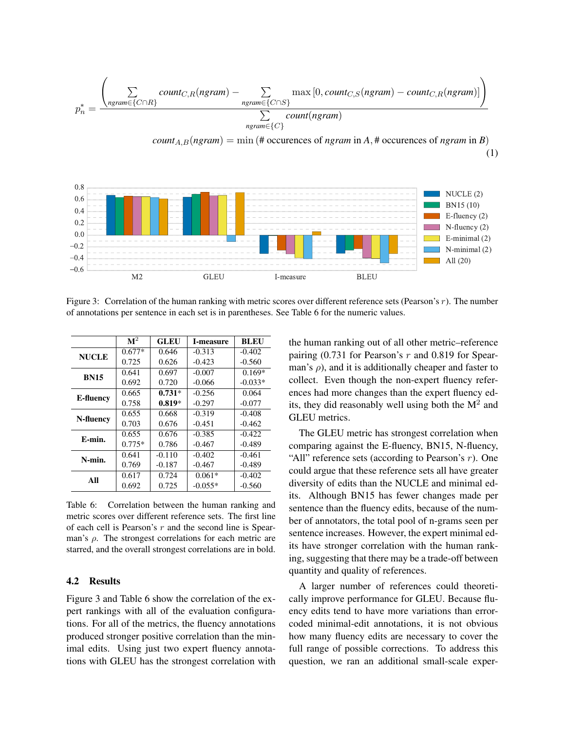$$p_n^* = \frac{\left(\sum_{ngram \in \{C \cap R\}} count_{C,R}(ngram) - \sum_{ngram \in \{C \cap S\}} \max\left[0, count_{C,S}(ngram) - count_{C,R}(ngram)\right]\right)}{\sum_{ngram \in \{C\}} count(ngram)}$$

$$count_{A,B}(ngram) = \min\left(\text{\# occurences of } ngram \text{ in } A, \text{\# occurences of } ngram \text{ in } B\right) \tag{1}$$

Figure 3: Correlation of the human ranking with metric scores over different reference sets (Pearson's $r$). The number of annotations per sentence in each set is in parentheses. See Table 6 for the numeric values.

| | $M^2$ | GLEU | I-measure | BLEU |
|---|---|---|---|---|
| **NUCLE** | 0.677* | 0.646 | -0.313 | -0.402 |
| | 0.725 | 0.626 | -0.423 | -0.560 |
| **BN15** | 0.641 | 0.697 | -0.007 | 0.169* |
| | 0.692 | 0.720 | -0.066 | -0.033* |
| **E-fluency** | 0.665 | **0.731*** | -0.256 | 0.064 |
| | 0.758 | **0.819*** | -0.297 | -0.077 |
| **N-fluency** | 0.655 | 0.668 | -0.319 | -0.408 |
| | 0.703 | 0.676 | -0.451 | -0.462 |
| **E-min.** | 0.655 | 0.676 | -0.385 | -0.422 |
| | 0.775* | 0.786 | -0.467 | -0.489 |
| **N-min.** | 0.641 | -0.110 | -0.402 | -0.461 |
| | 0.769 | -0.187 | -0.467 | -0.489 |
| **All** | 0.617 | 0.724 | 0.061* | -0.402 |
| | 0.692 | 0.725 | -0.055* | -0.560 |

Table 6: Correlation between the human ranking and metric scores over different reference sets. The first line of each cell is Pearson's $r$ and the second line is Spearman's $\rho$. The strongest correlations for each metric are starred, and the overall strongest correlations are in bold.

### 4.2 Results

Figure 3 and Table 6 show the correlation of the expert rankings with all of the evaluation configurations. For all of the metrics, the fluency annotations produced stronger positive correlation than the minimal edits. Using just two expert fluency annotations with GLEU has the strongest correlation with the human ranking out of all other metric–reference pairing (0.731 for Pearson's $r$ and 0.819 for Spearman's $\rho$), and it is additionally cheaper and faster to collect. Even though the non-expert fluency references had more changes than the expert fluency edits, they did reasonably well using both the $M^2$ and GLEU metrics.

The GLEU metric has strongest correlation when comparing against the E-fluency, BN15, N-fluency, "All" reference sets (according to Pearson's $r$). One could argue that these reference sets all have greater diversity of edits than the NUCLE and minimal edits. Although BN15 has fewer changes made per sentence than the fluency edits, because of the number of annotators, the total pool of n-grams seen per sentence increases. However, the expert minimal edits have stronger correlation with the human ranking, suggesting that there may be a trade-off between quantity and quality of references.

A larger number of references could theoretically improve performance for GLEU. Because fluency edits tend to have more variations than error-coded minimal-edit annotations, it is not obvious how many fluency edits are necessary to cover the full range of possible corrections. To address this question, we ran an additional small-scale exper-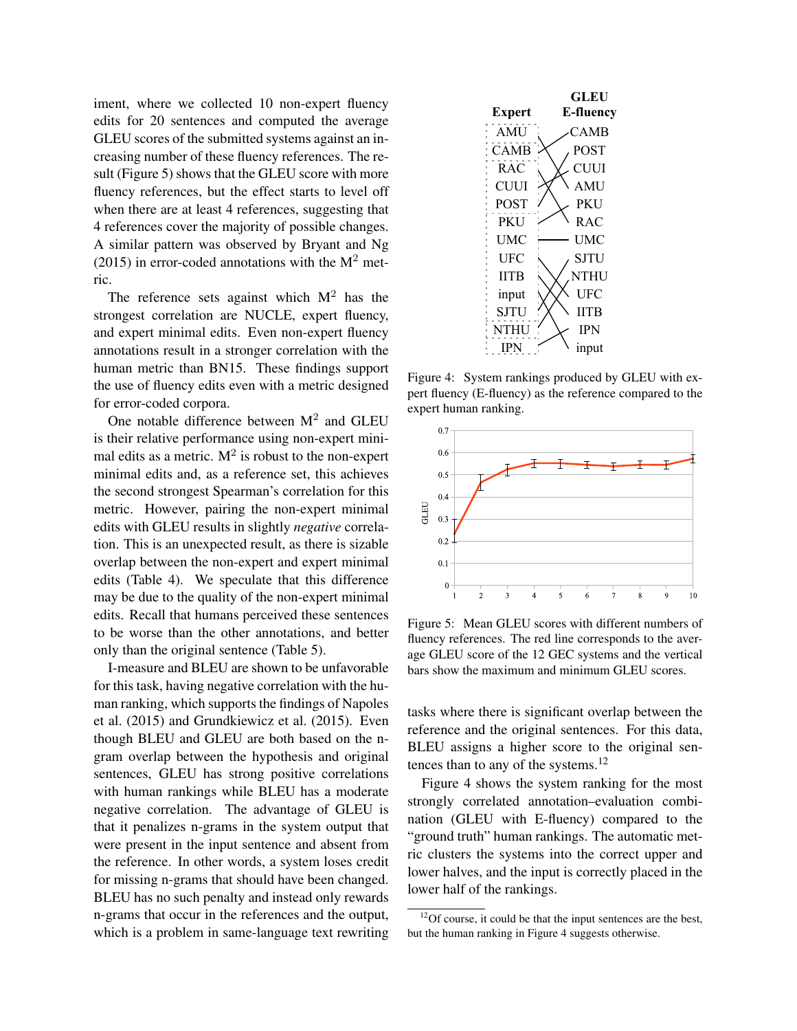iment, where we collected 10 non-expert fluency edits for 20 sentences and computed the average GLEU scores of the submitted systems against an increasing number of these fluency references. The result (Figure 5) shows that the GLEU score with more fluency references, but the effect starts to level off when there are at least 4 references, suggesting that 4 references cover the majority of possible changes. A similar pattern was observed by Bryant and Ng (2015) in error-coded annotations with the $M^2$ metric.

The reference sets against which $M^2$ has the strongest correlation are NUCLE, expert fluency, and expert minimal edits. Even non-expert fluency annotations result in a stronger correlation with the human metric than BN15. These findings support the use of fluency edits even with a metric designed for error-coded corpora.

One notable difference between $M^2$ and GLEU is their relative performance using non-expert minimal edits as a metric. $M^2$ is robust to the non-expert minimal edits and, as a reference set, this achieves the second strongest Spearman's correlation for this metric. However, pairing the non-expert minimal edits with GLEU results in slightly *negative* correlation. This is an unexpected result, as there is sizable overlap between the non-expert and expert minimal edits (Table 4). We speculate that this difference may be due to the quality of the non-expert minimal edits. Recall that humans perceived these sentences to be worse than the other annotations, and better only than the original sentence (Table 5).

I-measure and BLEU are shown to be unfavorable for this task, having negative correlation with the human ranking, which supports the findings of Napoles et al. (2015) and Grundkiewicz et al. (2015). Even though BLEU and GLEU are both based on the n-gram overlap between the hypothesis and original sentences, GLEU has strong positive correlations with human rankings while BLEU has a moderate negative correlation. The advantage of GLEU is that it penalizes n-grams in the system output that were present in the input sentence and absent from the reference. In other words, a system loses credit for missing n-grams that should have been changed. BLEU has no such penalty and instead only rewards n-grams that occur in the references and the output, which is a problem in same-language text rewriting tasks where there is significant overlap between the reference and the original sentences. For this data, BLEU assigns a higher score to the original sentences than to any of the systems.[12]

| Expert | GLEU E-fluency |
|---|---|
| AMU | CAMB |
| CAMB | POST |
| RAC | CUUI |
| CUUI | AMU |
| POST | PKU |
| PKU | RAC |
| UMC | UMC |
| UFC | SJTU |
| IITB | NTHU |
| input | UFC |
| SJTU | IITB |
| NTHU | IPN |
| IPN | input |

Figure 4: System rankings produced by GLEU with expert fluency (E-fluency) as the reference compared to the expert human ranking.

Figure 5: Mean GLEU scores with different numbers of fluency references. The red line corresponds to the average GLEU score of the 12 GEC systems and the vertical bars show the maximum and minimum GLEU scores.

Figure 4 shows the system ranking for the most strongly correlated annotation–evaluation combination (GLEU with E-fluency) compared to the "ground truth" human rankings. The automatic metric clusters the systems into the correct upper and lower halves, and the input is correctly placed in the lower half of the rankings.

[12] Of course, it could be that the input sentences are the best, but the human ranking in Figure 4 suggests otherwise.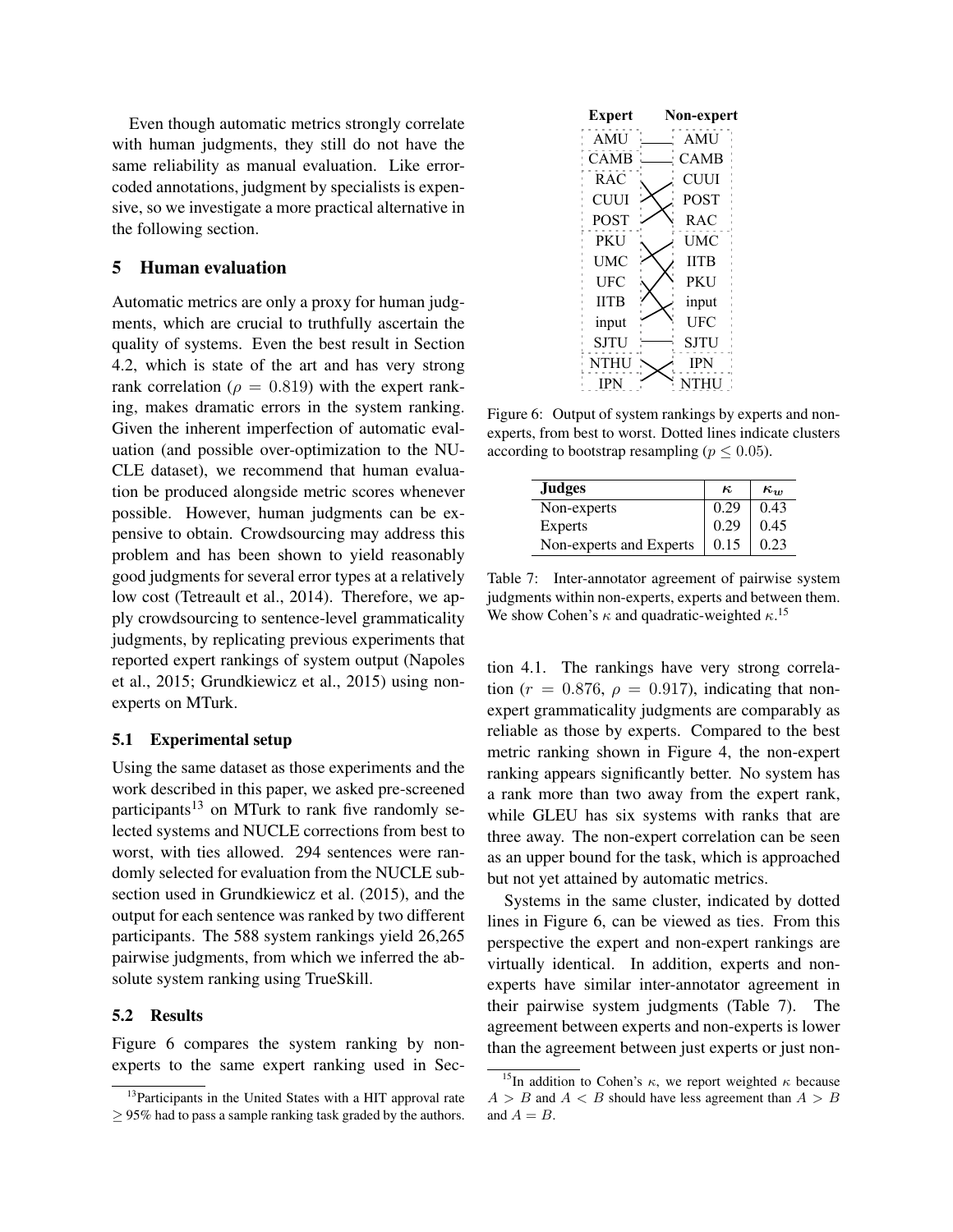Even though automatic metrics strongly correlate with human judgments, they still do not have the same reliability as manual evaluation. Like error-coded annotations, judgment by specialists is expensive, so we investigate a more practical alternative in the following section.

## 5 Human evaluation

Automatic metrics are only a proxy for human judgments, which are crucial to truthfully ascertain the quality of systems. Even the best result in Section 4.2, which is state of the art and has very strong rank correlation ($\rho = 0.819$) with the expert ranking, makes dramatic errors in the system ranking. Given the inherent imperfection of automatic evaluation (and possible over-optimization to the NUCLE dataset), we recommend that human evaluation be produced alongside metric scores whenever possible. However, human judgments can be expensive to obtain. Crowdsourcing may address this problem and has been shown to yield reasonably good judgments for several error types at a relatively low cost (Tetreault et al., 2014). Therefore, we apply crowdsourcing to sentence-level grammaticality judgments, by replicating previous experiments that reported expert rankings of system output (Napoles et al., 2015; Grundkiewicz et al., 2015) using non-experts on MTurk.

### 5.1 Experimental setup

Using the same dataset as those experiments and the work described in this paper, we asked pre-screened participants[13] on MTurk to rank five randomly selected systems and NUCLE corrections from best to worst, with ties allowed. 294 sentences were randomly selected for evaluation from the NUCLE subsection used in Grundkiewicz et al. (2015), and the output for each sentence was ranked by two different participants. The 588 system rankings yield 26,265 pairwise judgments, from which we inferred the absolute system ranking using TrueSkill.

### 5.2 Results

Figure 6 compares the system ranking by non-experts to the same expert ranking used in Section 4.1. The rankings have very strong correlation ($r = 0.876$, $\rho = 0.917$), indicating that non-expert grammaticality judgments are comparably as reliable as those by experts. Compared to the best metric ranking shown in Figure 4, the non-expert ranking appears significantly better. No system has a rank more than two away from the expert rank, while GLEU has six systems with ranks that are three away. The non-expert correlation can be seen as an upper bound for the task, which is approached but not yet attained by automatic metrics.

| Expert | Non-expert |
|---|---|
| AMU | AMU |
| CAMB | CAMB |
| RAC | CUUI |
| CUUI | POST |
| POST | RAC |
| PKU | UMC |
| UMC | IITB |
| UFC | PKU |
| IITB | input |
| input | UFC |
| SJTU | SJTU |
| NTHU | IPN |
| IPN | NTHU |

Figure 6: Output of system rankings by experts and non-experts, from best to worst. Dotted lines indicate clusters according to bootstrap resampling ($p \leq 0.05$).

| Judges | $\kappa$ | $\kappa_w$ |
|---|---|---|
| Non-experts | 0.29 | 0.43 |
| Experts | 0.29 | 0.45 |
| Non-experts and Experts | 0.15 | 0.23 |

Table 7: Inter-annotator agreement of pairwise system judgments within non-experts, experts and between them. We show Cohen's $\kappa$ and quadratic-weighted $\kappa$.[15]

Systems in the same cluster, indicated by dotted lines in Figure 6, can be viewed as ties. From this perspective the expert and non-expert rankings are virtually identical. In addition, experts and non-experts have similar inter-annotator agreement in their pairwise system judgments (Table 7). The agreement between experts and non-experts is lower than the agreement between just experts or just non-

[13] Participants in the United States with a HIT approval rate $\geq$ 95% had to pass a sample ranking task graded by the authors.

[15] In addition to Cohen's $\kappa$, we report weighted $\kappa$ because $A > B$ and $A < B$ should have less agreement than $A > B$ and $A = B$.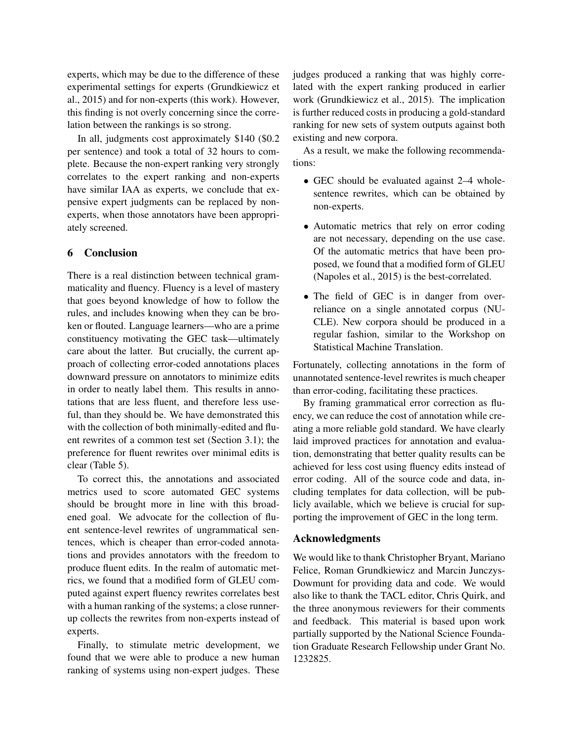experts, which may be due to the difference of these experimental settings for experts (Grundkiewicz et al., 2015) and for non-experts (this work). However, this finding is not overly concerning since the correlation between the rankings is so strong.

In all, judgments cost approximately $140 ($0.2 per sentence) and took a total of 32 hours to complete. Because the non-expert ranking very strongly correlates to the expert ranking and non-experts have similar IAA as experts, we conclude that expensive expert judgments can be replaced by non-experts, when those annotators have been appropriately screened.

## 6 Conclusion

There is a real distinction between technical grammaticality and fluency. Fluency is a level of mastery that goes beyond knowledge of how to follow the rules, and includes knowing when they can be broken or flouted. Language learners—who are a prime constituency motivating the GEC task—ultimately care about the latter. But crucially, the current approach of collecting error-coded annotations places downward pressure on annotators to minimize edits in order to neatly label them. This results in annotations that are less fluent, and therefore less useful, than they should be. We have demonstrated this with the collection of both minimally-edited and fluent rewrites of a common test set (Section 3.1); the preference for fluent rewrites over minimal edits is clear (Table 5).

To correct this, the annotations and associated metrics used to score automated GEC systems should be brought more in line with this broadened goal. We advocate for the collection of fluent sentence-level rewrites of ungrammatical sentences, which is cheaper than error-coded annotations and provides annotators with the freedom to produce fluent edits. In the realm of automatic metrics, we found that a modified form of GLEU computed against expert fluency rewrites correlates best with a human ranking of the systems; a close runner-up collects the rewrites from non-experts instead of experts.

Finally, to stimulate metric development, we found that we were able to produce a new human ranking of systems using non-expert judges. These judges produced a ranking that was highly correlated with the expert ranking produced in earlier work (Grundkiewicz et al., 2015). The implication is further reduced costs in producing a gold-standard ranking for new sets of system outputs against both existing and new corpora.

As a result, we make the following recommendations:

- GEC should be evaluated against 2–4 whole-sentence rewrites, which can be obtained by non-experts.
- Automatic metrics that rely on error coding are not necessary, depending on the use case. Of the automatic metrics that have been proposed, we found that a modified form of GLEU (Napoles et al., 2015) is the best-correlated.
- The field of GEC is in danger from over-reliance on a single annotated corpus (NUCLE). New corpora should be produced in a regular fashion, similar to the Workshop on Statistical Machine Translation.

Fortunately, collecting annotations in the form of unannotated sentence-level rewrites is much cheaper than error-coding, facilitating these practices.

By framing grammatical error correction as fluency, we can reduce the cost of annotation while creating a more reliable gold standard. We have clearly laid improved practices for annotation and evaluation, demonstrating that better quality results can be achieved for less cost using fluency edits instead of error coding. All of the source code and data, including templates for data collection, will be publicly available, which we believe is crucial for supporting the improvement of GEC in the long term.

## Acknowledgments

We would like to thank Christopher Bryant, Mariano Felice, Roman Grundkiewicz and Marcin Junczys-Dowmunt for providing data and code. We would also like to thank the TACL editor, Chris Quirk, and the three anonymous reviewers for their comments and feedback. This material is based upon work partially supported by the National Science Foundation Graduate Research Fellowship under Grant No. 1232825.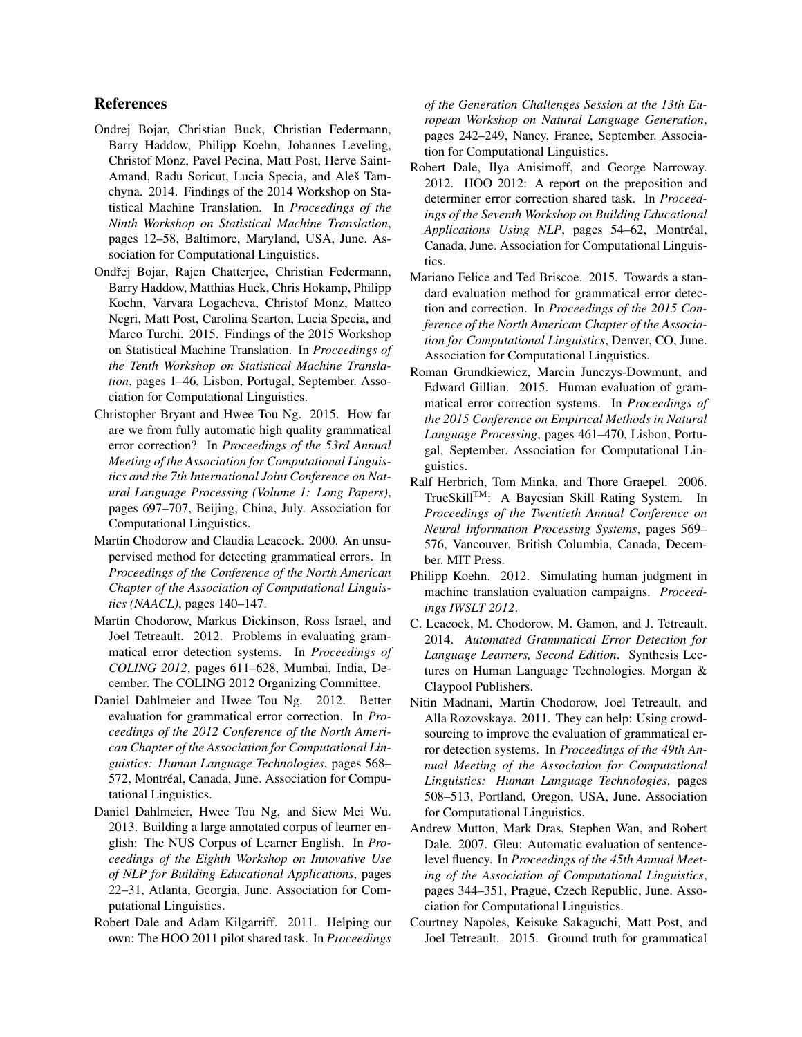## References

Ondrej Bojar, Christian Buck, Christian Federmann, Barry Haddow, Philipp Koehn, Johannes Leveling, Christof Monz, Pavel Pecina, Matt Post, Herve Saint-Amand, Radu Soricut, Lucia Specia, and Aleš Tamchyna. 2014. Findings of the 2014 Workshop on Statistical Machine Translation. In *Proceedings of the Ninth Workshop on Statistical Machine Translation*, pages 12–58, Baltimore, Maryland, USA, June. Association for Computational Linguistics.

Ondřej Bojar, Rajen Chatterjee, Christian Federmann, Barry Haddow, Matthias Huck, Chris Hokamp, Philipp Koehn, Varvara Logacheva, Christof Monz, Matteo Negri, Matt Post, Carolina Scarton, Lucia Specia, and Marco Turchi. 2015. Findings of the 2015 Workshop on Statistical Machine Translation. In *Proceedings of the Tenth Workshop on Statistical Machine Translation*, pages 1–46, Lisbon, Portugal, September. Association for Computational Linguistics.

Christopher Bryant and Hwee Tou Ng. 2015. How far are we from fully automatic high quality grammatical error correction? In *Proceedings of the 53rd Annual Meeting of the Association for Computational Linguistics and the 7th International Joint Conference on Natural Language Processing (Volume 1: Long Papers)*, pages 697–707, Beijing, China, July. Association for Computational Linguistics.

Martin Chodorow and Claudia Leacock. 2000. An unsupervised method for detecting grammatical errors. In *Proceedings of the Conference of the North American Chapter of the Association of Computational Linguistics (NAACL)*, pages 140–147.

Martin Chodorow, Markus Dickinson, Ross Israel, and Joel Tetreault. 2012. Problems in evaluating grammatical error detection systems. In *Proceedings of COLING 2012*, pages 611–628, Mumbai, India, December. The COLING 2012 Organizing Committee.

Daniel Dahlmeier and Hwee Tou Ng. 2012. Better evaluation for grammatical error correction. In *Proceedings of the 2012 Conference of the North American Chapter of the Association for Computational Linguistics: Human Language Technologies*, pages 568–572, Montréal, Canada, June. Association for Computational Linguistics.

Daniel Dahlmeier, Hwee Tou Ng, and Siew Mei Wu. 2013. Building a large annotated corpus of learner english: The NUS Corpus of Learner English. In *Proceedings of the Eighth Workshop on Innovative Use of NLP for Building Educational Applications*, pages 22–31, Atlanta, Georgia, June. Association for Computational Linguistics.

Robert Dale and Adam Kilgarriff. 2011. Helping our own: The HOO 2011 pilot shared task. In *Proceedings of the Generation Challenges Session at the 13th European Workshop on Natural Language Generation*, pages 242–249, Nancy, France, September. Association for Computational Linguistics.

Robert Dale, Ilya Anisimoff, and George Narroway. 2012. HOO 2012: A report on the preposition and determiner error correction shared task. In *Proceedings of the Seventh Workshop on Building Educational Applications Using NLP*, pages 54–62, Montréal, Canada, June. Association for Computational Linguistics.

Mariano Felice and Ted Briscoe. 2015. Towards a standard evaluation method for grammatical error detection and correction. In *Proceedings of the 2015 Conference of the North American Chapter of the Association for Computational Linguistics*, Denver, CO, June. Association for Computational Linguistics.

Roman Grundkiewicz, Marcin Junczys-Dowmunt, and Edward Gillian. 2015. Human evaluation of grammatical error correction systems. In *Proceedings of the 2015 Conference on Empirical Methods in Natural Language Processing*, pages 461–470, Lisbon, Portugal, September. Association for Computational Linguistics.

Ralf Herbrich, Tom Minka, and Thore Graepel. 2006. TrueSkill™: A Bayesian Skill Rating System. In *Proceedings of the Twentieth Annual Conference on Neural Information Processing Systems*, pages 569–576, Vancouver, British Columbia, Canada, December. MIT Press.

Philipp Koehn. 2012. Simulating human judgment in machine translation evaluation campaigns. *Proceedings IWSLT 2012*.

C. Leacock, M. Chodorow, M. Gamon, and J. Tetreault. 2014. *Automated Grammatical Error Detection for Language Learners, Second Edition*. Synthesis Lectures on Human Language Technologies. Morgan & Claypool Publishers.

Nitin Madnani, Martin Chodorow, Joel Tetreault, and Alla Rozovskaya. 2011. They can help: Using crowdsourcing to improve the evaluation of grammatical error detection systems. In *Proceedings of the 49th Annual Meeting of the Association for Computational Linguistics: Human Language Technologies*, pages 508–513, Portland, Oregon, USA, June. Association for Computational Linguistics.

Andrew Mutton, Mark Dras, Stephen Wan, and Robert Dale. 2007. Gleu: Automatic evaluation of sentence-level fluency. In *Proceedings of the 45th Annual Meeting of the Association of Computational Linguistics*, pages 344–351, Prague, Czech Republic, June. Association for Computational Linguistics.

Courtney Napoles, Keisuke Sakaguchi, Matt Post, and Joel Tetreault. 2015. Ground truth for grammatical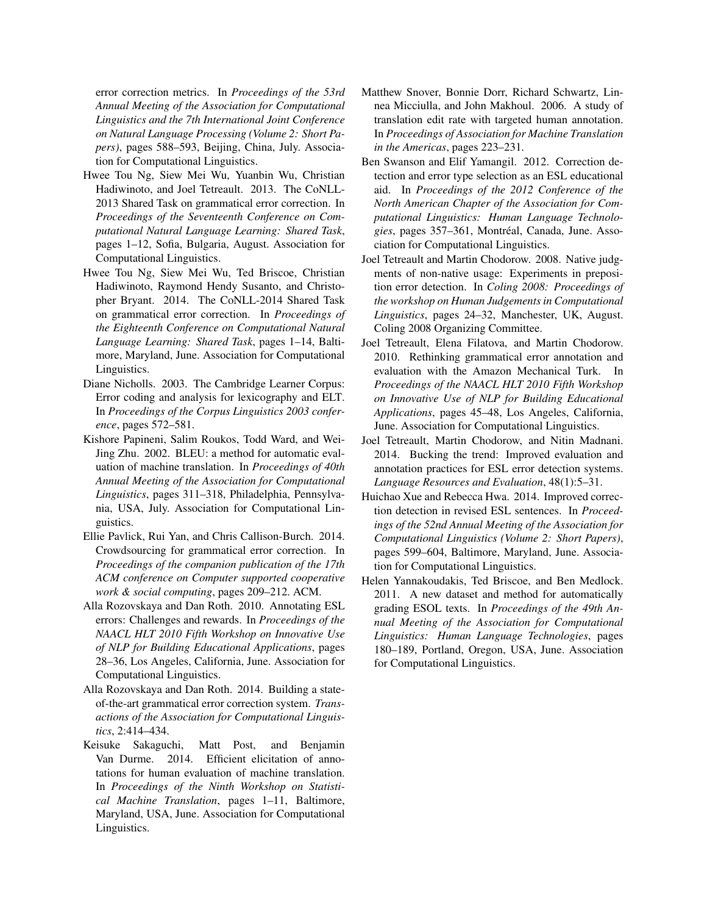error correction metrics. In *Proceedings of the 53rd Annual Meeting of the Association for Computational Linguistics and the 7th International Joint Conference on Natural Language Processing (Volume 2: Short Papers)*, pages 588–593, Beijing, China, July. Association for Computational Linguistics.

Hwee Tou Ng, Siew Mei Wu, Yuanbin Wu, Christian Hadiwinoto, and Joel Tetreault. 2013. The CoNLL-2013 Shared Task on grammatical error correction. In *Proceedings of the Seventeenth Conference on Computational Natural Language Learning: Shared Task*, pages 1–12, Sofia, Bulgaria, August. Association for Computational Linguistics.

Hwee Tou Ng, Siew Mei Wu, Ted Briscoe, Christian Hadiwinoto, Raymond Hendy Susanto, and Christopher Bryant. 2014. The CoNLL-2014 Shared Task on grammatical error correction. In *Proceedings of the Eighteenth Conference on Computational Natural Language Learning: Shared Task*, pages 1–14, Baltimore, Maryland, June. Association for Computational Linguistics.

Diane Nicholls. 2003. The Cambridge Learner Corpus: Error coding and analysis for lexicography and ELT. In *Proceedings of the Corpus Linguistics 2003 conference*, pages 572–581.

Kishore Papineni, Salim Roukos, Todd Ward, and Wei-Jing Zhu. 2002. BLEU: a method for automatic evaluation of machine translation. In *Proceedings of 40th Annual Meeting of the Association for Computational Linguistics*, pages 311–318, Philadelphia, Pennsylvania, USA, July. Association for Computational Linguistics.

Ellie Pavlick, Rui Yan, and Chris Callison-Burch. 2014. Crowdsourcing for grammatical error correction. In *Proceedings of the companion publication of the 17th ACM conference on Computer supported cooperative work & social computing*, pages 209–212. ACM.

Alla Rozovskaya and Dan Roth. 2010. Annotating ESL errors: Challenges and rewards. In *Proceedings of the NAACL HLT 2010 Fifth Workshop on Innovative Use of NLP for Building Educational Applications*, pages 28–36, Los Angeles, California, June. Association for Computational Linguistics.

Alla Rozovskaya and Dan Roth. 2014. Building a state-of-the-art grammatical error correction system. *Transactions of the Association for Computational Linguistics*, 2:414–434.

Keisuke Sakaguchi, Matt Post, and Benjamin Van Durme. 2014. Efficient elicitation of annotations for human evaluation of machine translation. In *Proceedings of the Ninth Workshop on Statistical Machine Translation*, pages 1–11, Baltimore, Maryland, USA, June. Association for Computational Linguistics.

Matthew Snover, Bonnie Dorr, Richard Schwartz, Linnea Micciulla, and John Makhoul. 2006. A study of translation edit rate with targeted human annotation. In *Proceedings of Association for Machine Translation in the Americas*, pages 223–231.

Ben Swanson and Elif Yamangil. 2012. Correction detection and error type selection as an ESL educational aid. In *Proceedings of the 2012 Conference of the North American Chapter of the Association for Computational Linguistics: Human Language Technologies*, pages 357–361, Montréal, Canada, June. Association for Computational Linguistics.

Joel Tetreault and Martin Chodorow. 2008. Native judgments of non-native usage: Experiments in preposition error detection. In *Coling 2008: Proceedings of the workshop on Human Judgements in Computational Linguistics*, pages 24–32, Manchester, UK, August. Coling 2008 Organizing Committee.

Joel Tetreault, Elena Filatova, and Martin Chodorow. 2010. Rethinking grammatical error annotation and evaluation with the Amazon Mechanical Turk. In *Proceedings of the NAACL HLT 2010 Fifth Workshop on Innovative Use of NLP for Building Educational Applications*, pages 45–48, Los Angeles, California, June. Association for Computational Linguistics.

Joel Tetreault, Martin Chodorow, and Nitin Madnani. 2014. Bucking the trend: Improved evaluation and annotation practices for ESL error detection systems. *Language Resources and Evaluation*, 48(1):5–31.

Huichao Xue and Rebecca Hwa. 2014. Improved correction detection in revised ESL sentences. In *Proceedings of the 52nd Annual Meeting of the Association for Computational Linguistics (Volume 2: Short Papers)*, pages 599–604, Baltimore, Maryland, June. Association for Computational Linguistics.

Helen Yannakoudakis, Ted Briscoe, and Ben Medlock. 2011. A new dataset and method for automatically grading ESOL texts. In *Proceedings of the 49th Annual Meeting of the Association for Computational Linguistics: Human Language Technologies*, pages 180–189, Portland, Oregon, USA, June. Association for Computational Linguistics.